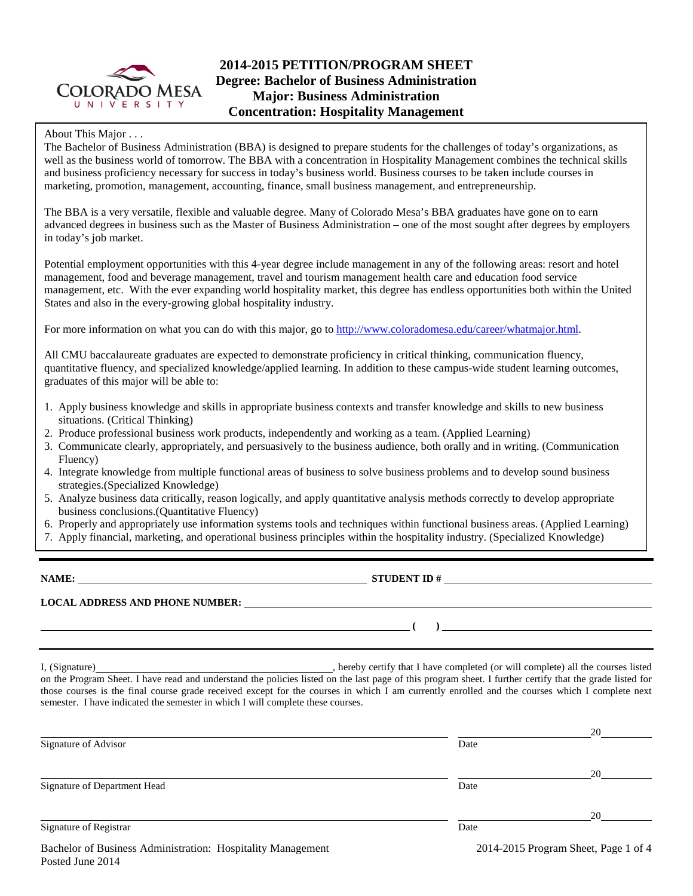# 2014-2015 PETITION/PROGRAM SHEET
## Degree: Bachelor of Business Administration
## Major: Business Administration
## Concentration: Hospitality Management

About This Major . . .

The Bachelor of Business Administration (BBA) is designed to prepare students for the challenges of today's organizations, as well as the business world of tomorrow. The BBA with a concentration in Hospitality Management combines the technical skills and business proficiency necessary for success in today's business world. Business courses to be taken include courses in marketing, promotion, management, accounting, finance, small business management, and entrepreneurship.

The BBA is a very versatile, flexible and valuable degree. Many of Colorado Mesa's BBA graduates have gone on to earn advanced degrees in business such as the Master of Business Administration – one of the most sought after degrees by employers in today's job market.

Potential employment opportunities with this 4-year degree include management in any of the following areas: resort and hotel management, food and beverage management, travel and tourism management health care and education food service management, etc. With the ever expanding world hospitality market, this degree has endless opportunities both within the United States and also in the every-growing global hospitality industry.

For more information on what you can do with this major, go to http://www.coloradomesa.edu/career/whatmajor.html.

All CMU baccalaureate graduates are expected to demonstrate proficiency in critical thinking, communication fluency, quantitative fluency, and specialized knowledge/applied learning. In addition to these campus-wide student learning outcomes, graduates of this major will be able to:

1. Apply business knowledge and skills in appropriate business contexts and transfer knowledge and skills to new business situations. (Critical Thinking)
2. Produce professional business work products, independently and working as a team. (Applied Learning)
3. Communicate clearly, appropriately, and persuasively to the business audience, both orally and in writing. (Communication Fluency)
4. Integrate knowledge from multiple functional areas of business to solve business problems and to develop sound business strategies.(Specialized Knowledge)
5. Analyze business data critically, reason logically, and apply quantitative analysis methods correctly to develop appropriate business conclusions.(Quantitative Fluency)
6. Properly and appropriately use information systems tools and techniques within functional business areas. (Applied Learning)
7. Apply financial, marketing, and operational business principles within the hospitality industry. (Specialized Knowledge)

---

**NAME:** ______________________________ **STUDENT ID #** ______________________________

**LOCAL ADDRESS AND PHONE NUMBER:** ______________________________

______________________________ **( )** ______________________________

---

I, (Signature)______________________________, hereby certify that I have completed (or will complete) all the courses listed on the Program Sheet. I have read and understand the policies listed on the last page of this program sheet. I further certify that the grade listed for those courses is the final course grade received except for the courses in which I am currently enrolled and the courses which I complete next semester. I have indicated the semester in which I will complete these courses.

______________________________ ______________ 20______
Signature of Advisor Date

______________________________ ______________ 20______
Signature of Department Head Date

______________________________ ______________ 20______
Signature of Registrar Date

Bachelor of Business Administration: Hospitality Management
Posted June 2014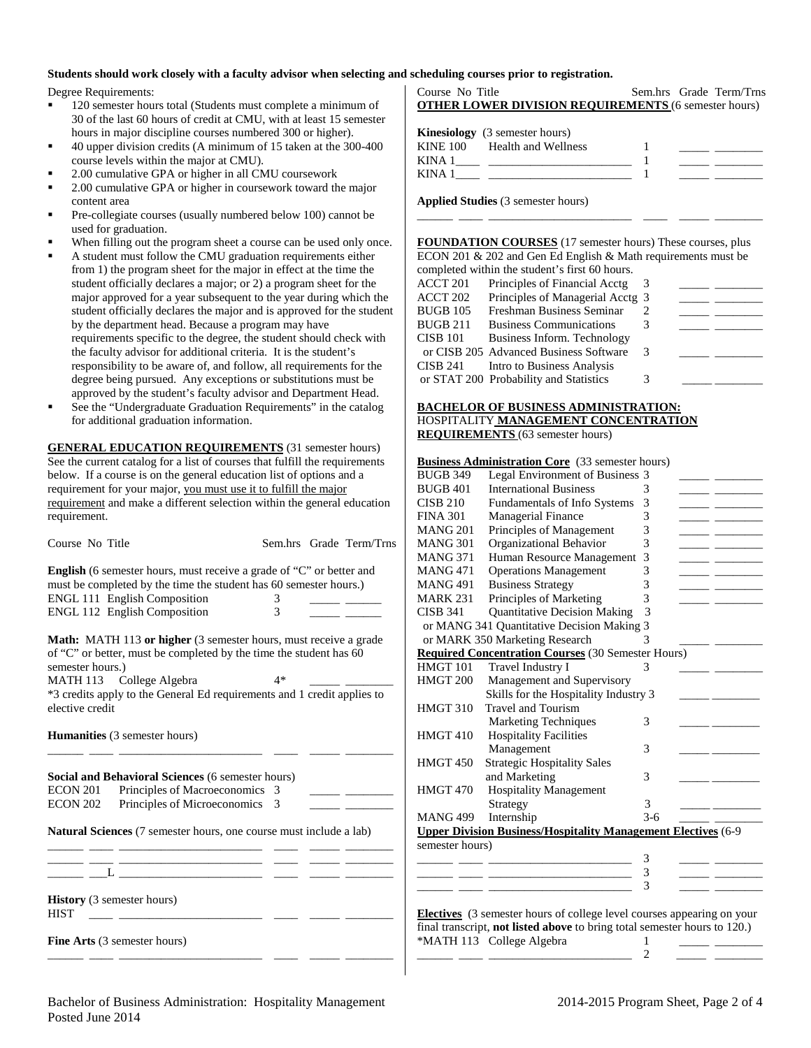**Students should work closely with a faculty advisor when selecting and scheduling courses prior to registration.**

Degree Requirements:

- 120 semester hours total (Students must complete a minimum of 30 of the last 60 hours of credit at CMU, with at least 15 semester hours in major discipline courses numbered 300 or higher).
- 40 upper division credits (A minimum of 15 taken at the 300-400 course levels within the major at CMU).
- 2.00 cumulative GPA or higher in all CMU coursework
- 2.00 cumulative GPA or higher in coursework toward the major content area
- Pre-collegiate courses (usually numbered below 100) cannot be used for graduation.
- When filling out the program sheet a course can be used only once.
- A student must follow the CMU graduation requirements either from 1) the program sheet for the major in effect at the time the student officially declares a major; or 2) a program sheet for the major approved for a year subsequent to the year during which the student officially declares the major and is approved for the student by the department head. Because a program may have requirements specific to the degree, the student should check with the faculty advisor for additional criteria. It is the student's responsibility to be aware of, and follow, all requirements for the degree being pursued. Any exceptions or substitutions must be approved by the student's faculty advisor and Department Head.
- See the "Undergraduate Graduation Requirements" in the catalog for additional graduation information.

**GENERAL EDUCATION REQUIREMENTS** (31 semester hours) See the current catalog for a list of courses that fulfill the requirements below. If a course is on the general education list of options and a requirement for your major, you must use it to fulfill the major requirement and make a different selection within the general education requirement.

| Course No | Title | Sem.hrs | Grade | Term/Trns |
|---|---|---|---|---|

**English** (6 semester hours, must receive a grade of "C" or better and must be completed by the time the student has 60 semester hours.)

| Course No | Title | Sem.hrs | Grade | Term/Trns |
|---|---|---|---|---|
| ENGL 111 | English Composition | 3 | | |
| ENGL 112 | English Composition | 3 | | |

**Math:** MATH 113 **or higher** (3 semester hours, must receive a grade of "C" or better, must be completed by the time the student has 60 semester hours.)

| Course No | Title | Sem.hrs | Grade | Term/Trns |
|---|---|---|---|---|
| MATH 113 | College Algebra | 4* | | |

*3 credits apply to the General Ed requirements and 1 credit applies to elective credit

**Humanities** (3 semester hours)

| Course No | Title | Sem.hrs | Grade | Term/Trns |
|---|---|---|---|---|
| | | | | |

**Social and Behavioral Sciences** (6 semester hours)

| Course No | Title | Sem.hrs | Grade | Term/Trns |
|---|---|---|---|---|
| ECON 201 | Principles of Macroeconomics | 3 | | |
| ECON 202 | Principles of Microeconomics | 3 | | |

**Natural Sciences** (7 semester hours, one course must include a lab)

| Course No | Title | Sem.hrs | Grade | Term/Trns |
|---|---|---|---|---|
| | | | | |
| | | | | |
| ___L | | | | |

**History** (3 semester hours)

| Course No | Title | Sem.hrs | Grade | Term/Trns |
|---|---|---|---|---|
| HIST | | | | |

**Fine Arts** (3 semester hours)

| Course No | Title | Sem.hrs | Grade | Term/Trns |
|---|---|---|---|---|
| | | | | |

**OTHER LOWER DIVISION REQUIREMENTS** (6 semester hours)

**Kinesiology** (3 semester hours)

| Course No | Title | Sem.hrs | Grade | Term/Trns |
|---|---|---|---|---|
| KINE 100 | Health and Wellness | 1 | | |
| KINA 1____ | | 1 | | |
| KINA 1____ | | 1 | | |

**Applied Studies** (3 semester hours)

| Course No | Title | Sem.hrs | Grade | Term/Trns |
|---|---|---|---|---|
| | | | | |

**FOUNDATION COURSES** (17 semester hours) These courses, plus ECON 201 & 202 and Gen Ed English & Math requirements must be completed within the student's first 60 hours.

| Course No | Title | Sem.hrs | Grade | Term/Trns |
|---|---|---|---|---|
| ACCT 201 | Principles of Financial Acctg | 3 | | |
| ACCT 202 | Principles of Managerial Acctg | 3 | | |
| BUGB 105 | Freshman Business Seminar | 2 | | |
| BUGB 211 | Business Communications | 3 | | |
| CISB 101 or CISB 205 | Business Inform. Technology or Advanced Business Software | 3 | | |
| CISB 241 or STAT 200 | Intro to Business Analysis or Probability and Statistics | 3 | | |

**BACHELOR OF BUSINESS ADMINISTRATION: HOSPITALITY MANAGEMENT CONCENTRATION REQUIREMENTS** (63 semester hours)

**Business Administration Core** (33 semester hours)

| Course No | Title | Sem.hrs | Grade | Term/Trns |
|---|---|---|---|---|
| BUGB 349 | Legal Environment of Business | 3 | | |
| BUGB 401 | International Business | 3 | | |
| CISB 210 | Fundamentals of Info Systems | 3 | | |
| FINA 301 | Managerial Finance | 3 | | |
| MANG 201 | Principles of Management | 3 | | |
| MANG 301 | Organizational Behavior | 3 | | |
| MANG 371 | Human Resource Management | 3 | | |
| MANG 471 | Operations Management | 3 | | |
| MANG 491 | Business Strategy | 3 | | |
| MARK 231 | Principles of Marketing | 3 | | |
| CISB 341 or MANG 341 or MARK 350 | Quantitative Decision Making or Quantitative Decision Making or Marketing Research | 3 | | |

**Required Concentration Courses** (30 Semester Hours)

| Course No | Title | Sem.hrs | Grade | Term/Trns |
|---|---|---|---|---|
| HMGT 101 | Travel Industry I | 3 | | |
| HMGT 200 | Management and Supervisory Skills for the Hospitality Industry | 3 | | |
| HMGT 310 | Travel and Tourism Marketing Techniques | 3 | | |
| HMGT 410 | Hospitality Facilities Management | 3 | | |
| HMGT 450 | Strategic Hospitality Sales and Marketing | 3 | | |
| HMGT 470 | Hospitality Management Strategy | 3 | | |
| MANG 499 | Internship | 3-6 | | |

**Upper Division Business/Hospitality Management Electives** (6-9 semester hours)

| Course No | Title | Sem.hrs | Grade | Term/Trns |
|---|---|---|---|---|
| | | 3 | | |
| | | 3 | | |
| | | 3 | | |

**Electives** (3 semester hours of college level courses appearing on your final transcript, **not listed above** to bring total semester hours to 120.)

| Course No | Title | Sem.hrs | Grade | Term/Trns |
|---|---|---|---|---|
| *MATH 113 | College Algebra | 1 | | |
| | | 2 | | |

Bachelor of Business Administration: Hospitality Management
Posted June 2014
2014-2015 Program Sheet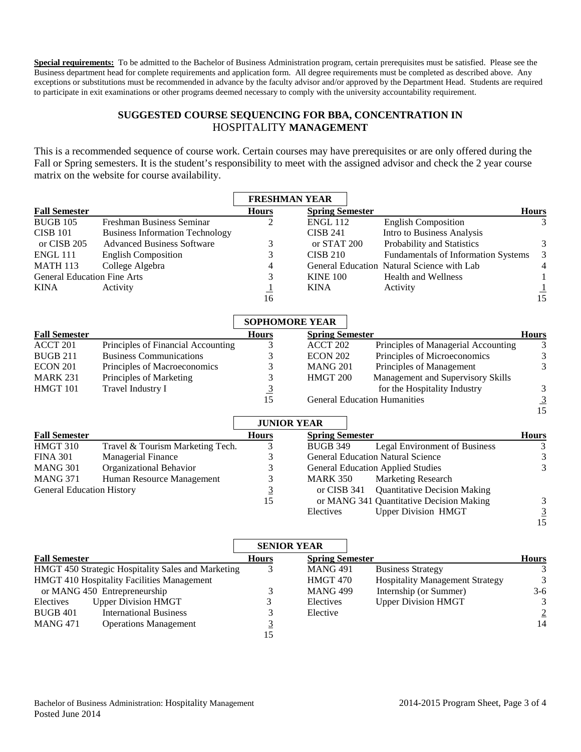**Special requirements:** To be admitted to the Bachelor of Business Administration program, certain prerequisites must be satisfied. Please see the Business department head for complete requirements and application form. All degree requirements must be completed as described above. Any exceptions or substitutions must be recommended in advance by the faculty advisor and/or approved by the Department Head. Students are required to participate in exit examinations or other programs deemed necessary to comply with the university accountability requirement.

## SUGGESTED COURSE SEQUENCING FOR BBA, CONCENTRATION IN HOSPITALITY MANAGEMENT

This is a recommended sequence of course work. Certain courses may have prerequisites or are only offered during the Fall or Spring semesters. It is the student's responsibility to meet with the assigned advisor and check the 2 year course matrix on the website for course availability.

### FRESHMAN YEAR

| Fall Semester | | Hours | Spring Semester | | Hours |
|---|---|---|---|---|---|
| BUGB 105 | Freshman Business Seminar | 2 | ENGL 112 | English Composition | 3 |
| CISB 101 | Business Information Technology | | CISB 241 | Intro to Business Analysis | |
| or CISB 205 | Advanced Business Software | 3 | or STAT 200 | Probability and Statistics | 3 |
| ENGL 111 | English Composition | 3 | CISB 210 | Fundamentals of Information Systems | 3 |
| MATH 113 | College Algebra | 4 | General Education | Natural Science with Lab | 4 |
| General Education Fine Arts | | 3 | KINE 100 | Health and Wellness | 1 |
| KINA | Activity | 1 | KINA | Activity | 1 |
| | | 16 | | | 15 |

### SOPHOMORE YEAR

| Fall Semester | | Hours | Spring Semester | | Hours |
|---|---|---|---|---|---|
| ACCT 201 | Principles of Financial Accounting | 3 | ACCT 202 | Principles of Managerial Accounting | 3 |
| BUGB 211 | Business Communications | 3 | ECON 202 | Principles of Microeconomics | 3 |
| ECON 201 | Principles of Macroeconomics | 3 | MANG 201 | Principles of Management | 3 |
| MARK 231 | Principles of Marketing | 3 | HMGT 200 | Management and Supervisory Skills for the Hospitality Industry | 3 |
| HMGT 101 | Travel Industry I | 3 | General Education Humanities | | 3 |
| | | 15 | | | 15 |

### JUNIOR YEAR

| Fall Semester | | Hours | Spring Semester | | Hours |
|---|---|---|---|---|---|
| HMGT 310 | Travel & Tourism Marketing Tech. | 3 | BUGB 349 | Legal Environment of Business | 3 |
| FINA 301 | Managerial Finance | 3 | General Education Natural Science | | 3 |
| MANG 301 | Organizational Behavior | 3 | General Education Applied Studies | | 3 |
| MANG 371 | Human Resource Management | 3 | MARK 350 | Marketing Research | |
| General Education History | | 3 | or CISB 341 | Quantitative Decision Making | |
| | | 15 | or MANG 341 | Quantitative Decision Making | 3 |
| | | | Electives | Upper Division HMGT | 3 |
| | | | | | 15 |

### SENIOR YEAR

| Fall Semester | | Hours | Spring Semester | | Hours |
|---|---|---|---|---|---|
| HMGT 450 Strategic Hospitality Sales and Marketing | | 3 | MANG 491 | Business Strategy | 3 |
| HMGT 410 Hospitality Facilities Management | | | HMGT 470 | Hospitality Management Strategy | 3 |
| or MANG 450 Entrepreneurship | | 3 | MANG 499 | Internship (or Summer) | 3-6 |
| Electives | Upper Division HMGT | 3 | Electives | Upper Division HMGT | 3 |
| BUGB 401 | International Business | 3 | Elective | | 2 |
| MANG 471 | Operations Management | 3 | | | 14 |
| | | 15 | | | |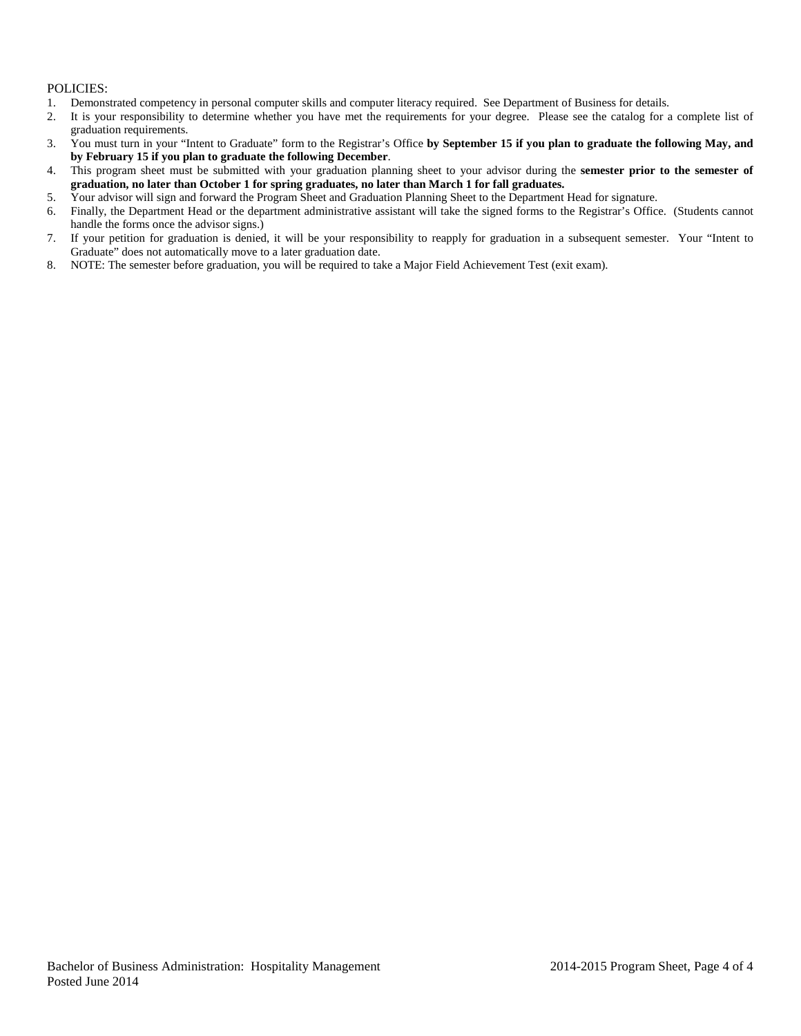POLICIES:

1. Demonstrated competency in personal computer skills and computer literacy required. See Department of Business for details.
2. It is your responsibility to determine whether you have met the requirements for your degree. Please see the catalog for a complete list of graduation requirements.
3. You must turn in your "Intent to Graduate" form to the Registrar's Office **by September 15 if you plan to graduate the following May, and by February 15 if you plan to graduate the following December**.
4. This program sheet must be submitted with your graduation planning sheet to your advisor during the **semester prior to the semester of graduation, no later than October 1 for spring graduates, no later than March 1 for fall graduates.**
5. Your advisor will sign and forward the Program Sheet and Graduation Planning Sheet to the Department Head for signature.
6. Finally, the Department Head or the department administrative assistant will take the signed forms to the Registrar's Office. (Students cannot handle the forms once the advisor signs.)
7. If your petition for graduation is denied, it will be your responsibility to reapply for graduation in a subsequent semester. Your "Intent to Graduate" does not automatically move to a later graduation date.
8. NOTE: The semester before graduation, you will be required to take a Major Field Achievement Test (exit exam).